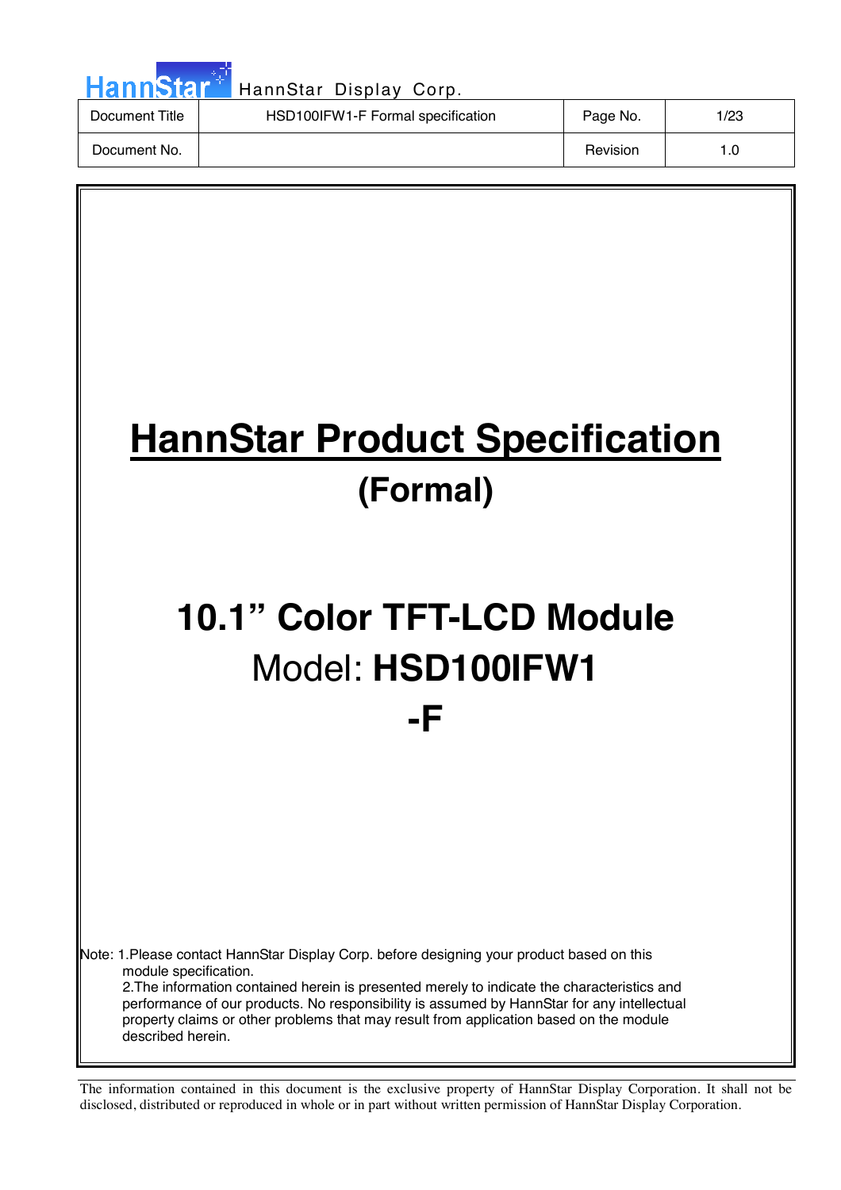| Document Title | HSD100IFW1-F Formal specification | Page No. | 1/23 |
| --- | --- | --- | --- |
| Document No. | | Revision | 1.0 |

# HannStar Product Specification

## (Formal)

# 10.1" Color TFT-LCD Module

## Model: **HSD100IFW1**

## **-F**

Note: 1.Please contact HannStar Display Corp. before designing your product based on this module specification.

2.The information contained herein is presented merely to indicate the characteristics and performance of our products. No responsibility is assumed by HannStar for any intellectual property claims or other problems that may result from application based on the module described herein.

The information contained in this document is the exclusive property of HannStar Display Corporation. It shall not be disclosed, distributed or reproduced in whole or in part without written permission of HannStar Display Corporation.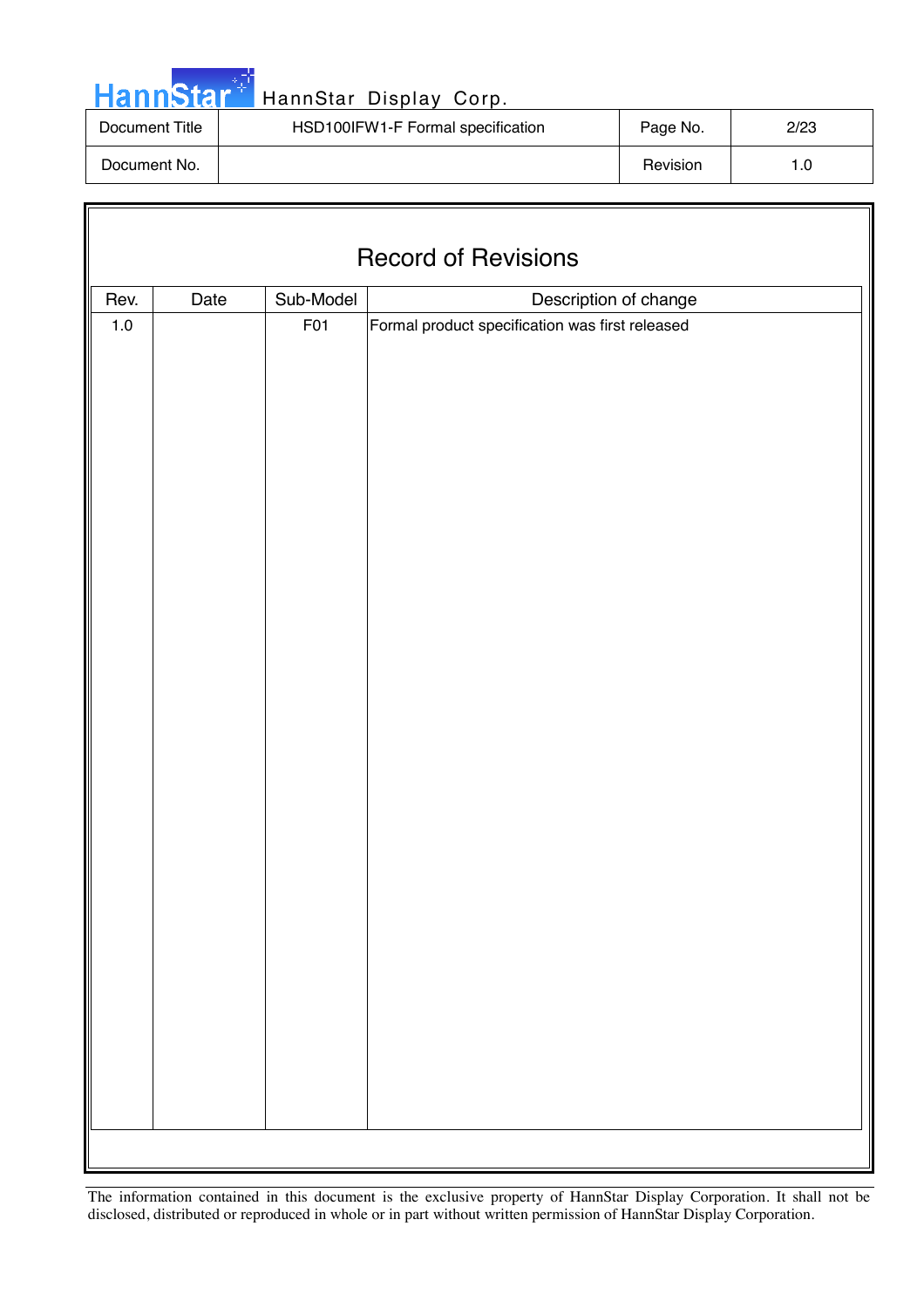# Record of Revisions

| Rev. | Date | Sub-Model | Description of change |
|---|---|---|---|
| 1.0 | | F01 | Formal product specification was first released |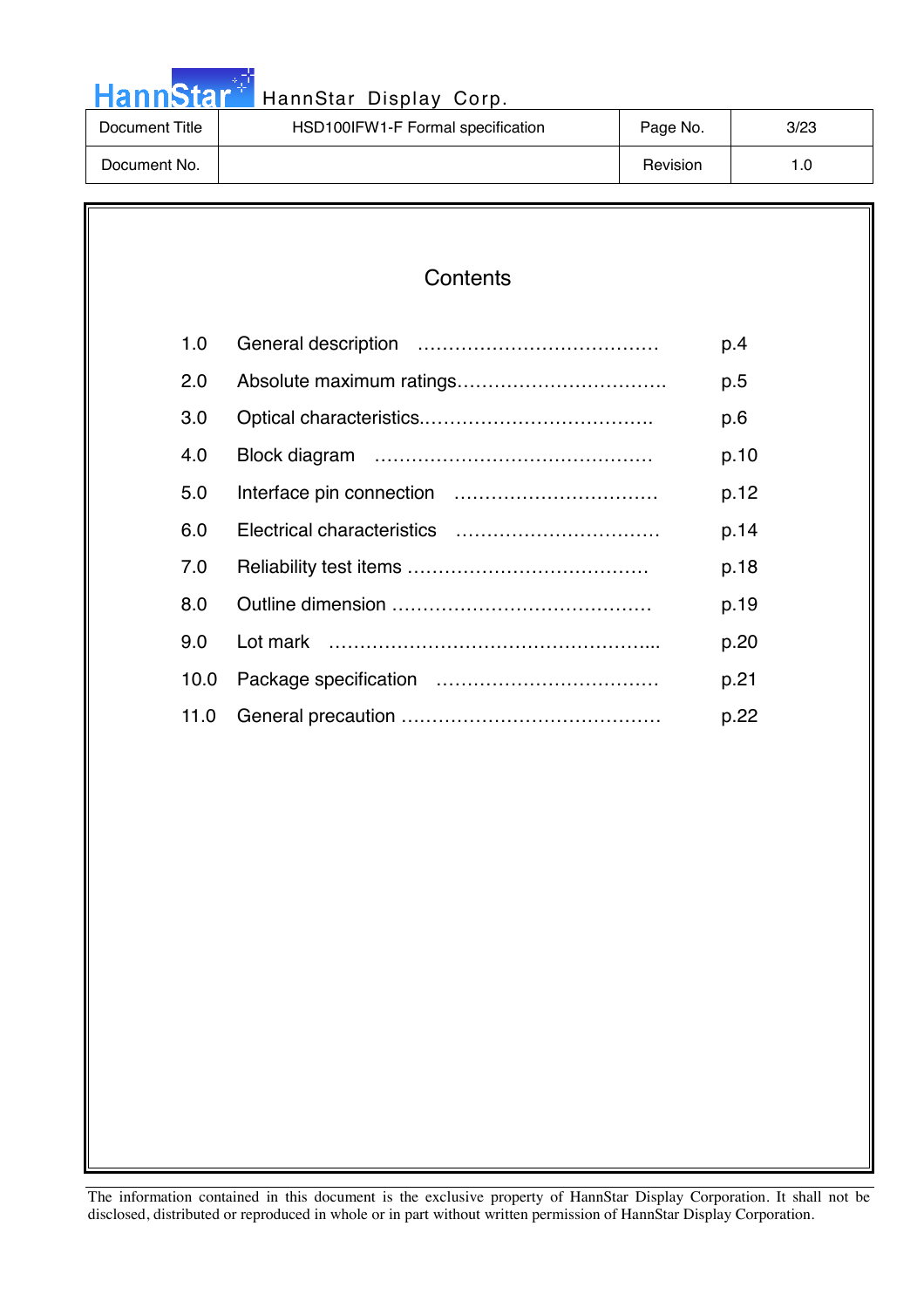# Contents

| No. | Section | Page |
|---|---|---|
| 1.0 | General description | p.4 |
| 2.0 | Absolute maximum ratings | p.5 |
| 3.0 | Optical characteristics | p.6 |
| 4.0 | Block diagram | p.10 |
| 5.0 | Interface pin connection | p.12 |
| 6.0 | Electrical characteristics | p.14 |
| 7.0 | Reliability test items | p.18 |
| 8.0 | Outline dimension | p.19 |
| 9.0 | Lot mark | p.20 |
| 10.0 | Package specification | p.21 |
| 11.0 | General precaution | p.22 |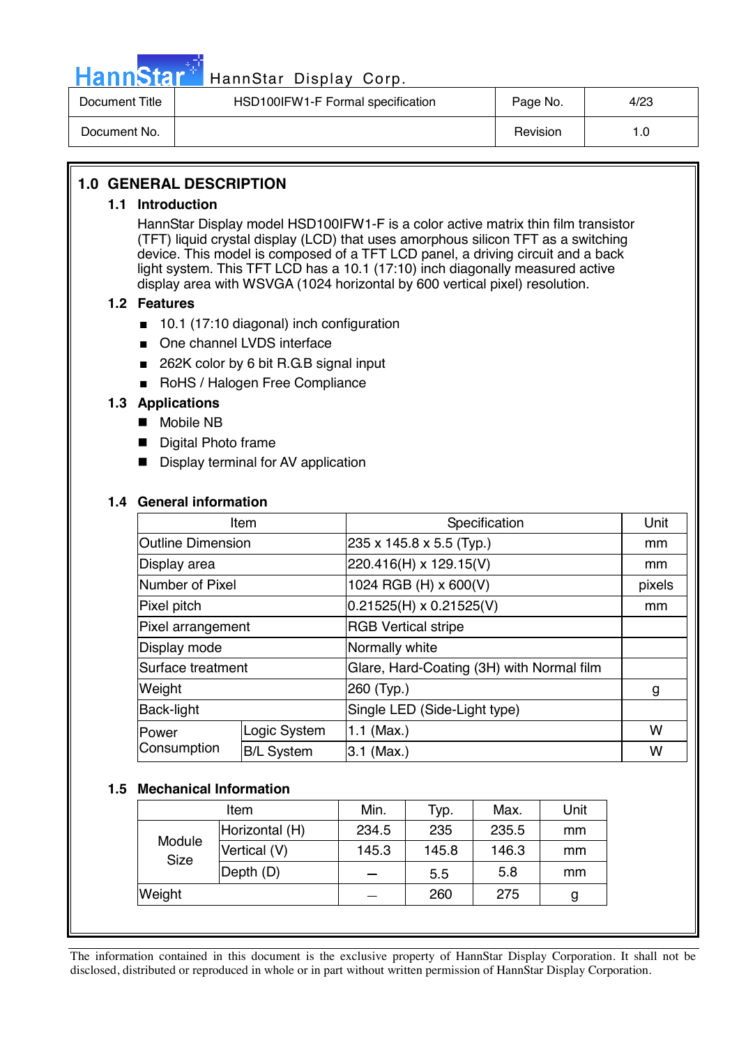## 1.0 GENERAL DESCRIPTION

### 1.1 Introduction

HannStar Display model HSD100IFW1-F is a color active matrix thin film transistor (TFT) liquid crystal display (LCD) that uses amorphous silicon TFT as a switching device. This model is composed of a TFT LCD panel, a driving circuit and a back light system. This TFT LCD has a 10.1 (17:10) inch diagonally measured active display area with WSVGA (1024 horizontal by 600 vertical pixel) resolution.

### 1.2 Features

- 10.1 (17:10 diagonal) inch configuration
- One channel LVDS interface
- 262K color by 6 bit R.G.B signal input
- RoHS / Halogen Free Compliance

### 1.3 Applications

- Mobile NB
- Digital Photo frame
- Display terminal for AV application

### 1.4 General information

| Item | | Specification | Unit |
|---|---|---|---|
| Outline Dimension | | 235 x 145.8 x 5.5 (Typ.) | mm |
| Display area | | 220.416(H) x 129.15(V) | mm |
| Number of Pixel | | 1024 RGB (H) x 600(V) | pixels |
| Pixel pitch | | 0.21525(H) x 0.21525(V) | mm |
| Pixel arrangement | | RGB Vertical stripe | |
| Display mode | | Normally white | |
| Surface treatment | | Glare, Hard-Coating (3H) with Normal film | |
| Weight | | 260 (Typ.) | g |
| Back-light | | Single LED (Side-Light type) | |
| Power Consumption | Logic System | 1.1 (Max.) | W |
| | B/L System | 3.1 (Max.) | W |

### 1.5 Mechanical Information

| Item | | Min. | Typ. | Max. | Unit |
|---|---|---|---|---|---|
| Module Size | Horizontal (H) | 234.5 | 235 | 235.5 | mm |
| | Vertical (V) | 145.3 | 145.8 | 146.3 | mm |
| | Depth (D) | – | 5.5 | 5.8 | mm |
| Weight | | – | 260 | 275 | g |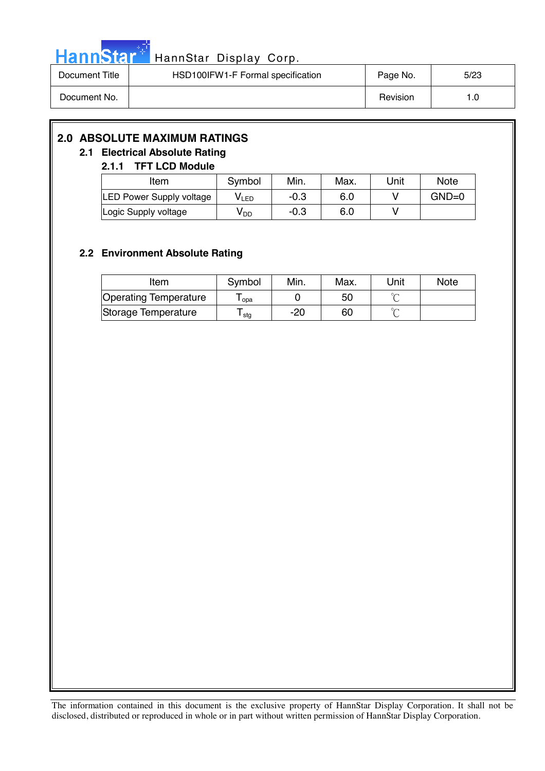## 2.0 ABSOLUTE MAXIMUM RATINGS

### 2.1 Electrical Absolute Rating

#### 2.1.1 TFT LCD Module

| Item | Symbol | Min. | Max. | Unit | Note |
|---|---|---|---|---|---|
| LED Power Supply voltage | $V_{LED}$ | -0.3 | 6.0 | V | GND=0 |
| Logic Supply voltage | $V_{DD}$ | -0.3 | 6.0 | V | |

### 2.2 Environment Absolute Rating

| Item | Symbol | Min. | Max. | Unit | Note |
|---|---|---|---|---|---|
| Operating Temperature | $T_{opa}$ | 0 | 50 | ℃ | |
| Storage Temperature | $T_{stg}$ | -20 | 60 | ℃ | |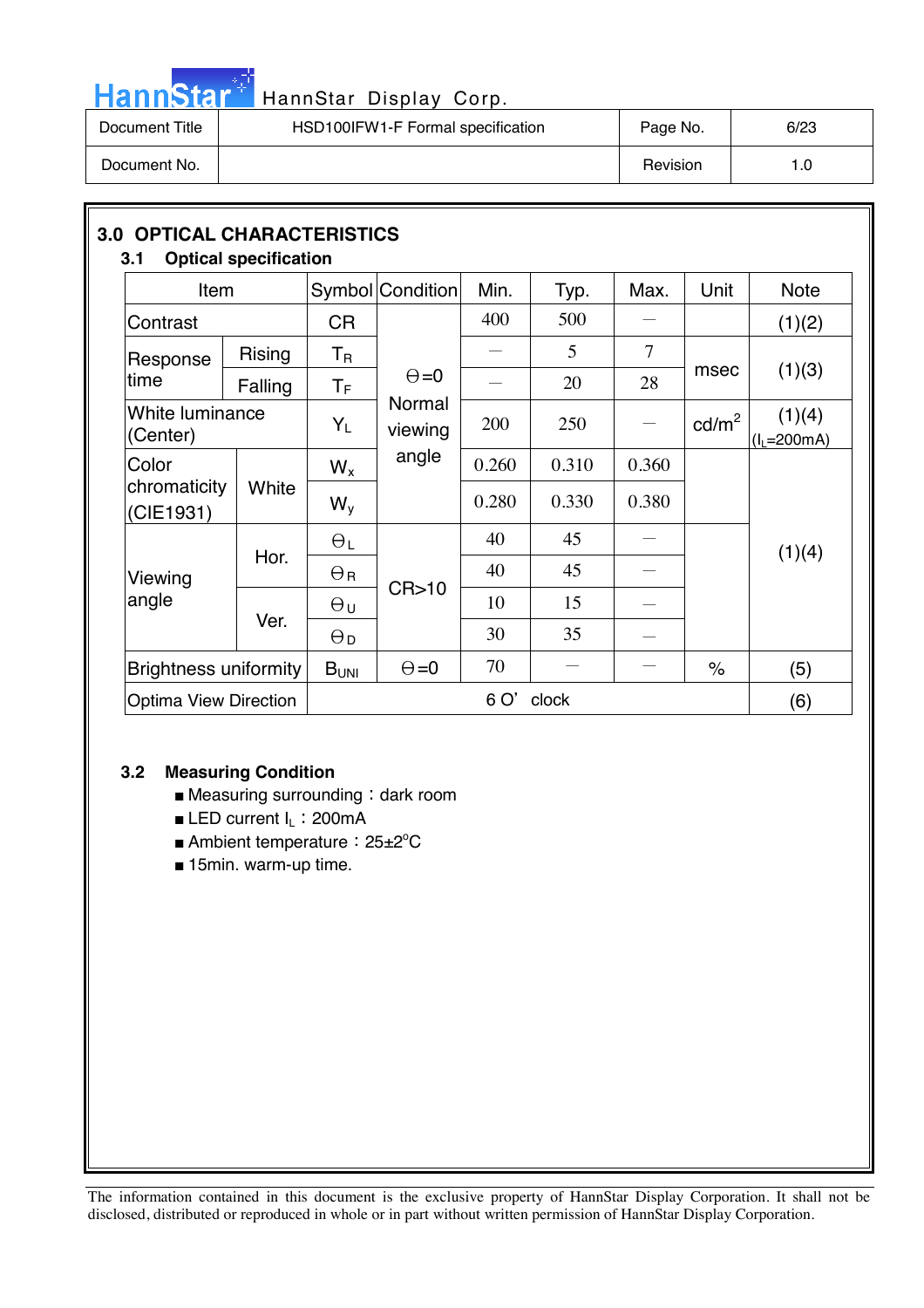## 3.0 OPTICAL CHARACTERISTICS

### 3.1 Optical specification

| Item | | Symbol | Condition | Min. | Typ. | Max. | Unit | Note |
|---|---|---|---|---|---|---|---|---|
| Contrast | | CR | Θ=0 Normal viewing angle | 400 | 500 | — | | (1)(2) |
| Response time | Rising | $T_R$ | | — | 5 | 7 | msec | (1)(3) |
| | Falling | $T_F$ | | — | 20 | 28 | | |
| White luminance (Center) | | $Y_L$ | | 200 | 250 | — | cd/m² | (1)(4) ($I_L$=200mA) |
| Color chromaticity (CIE1931) | White | $W_x$ | | 0.260 | 0.310 | 0.360 | | (1)(4) |
| | | $W_y$ | | 0.280 | 0.330 | 0.380 | | |
| Viewing angle | Hor. | $\Theta_L$ | CR>10 | 40 | 45 | — | | |
| | | $\Theta_R$ | | 40 | 45 | — | | |
| | Ver. | $\Theta_U$ | | 10 | 15 | — | | |
| | | $\Theta_D$ | | 30 | 35 | — | | |
| Brightness uniformity | | $B_{UNI}$ | Θ=0 | 70 | — | — | % | (5) |
| Optima View Direction | | 6 O' clock | | | | | | (6) |

### 3.2 Measuring Condition

- Measuring surrounding : dark room
- LED current $I_L$ : 200mA
- Ambient temperature : 25±2°C
- 15min. warm-up time.

The information contained in this document is the exclusive property of HannStar Display Corporation. It shall not be disclosed, distributed or reproduced in whole or in part without written permission of HannStar Display Corporation.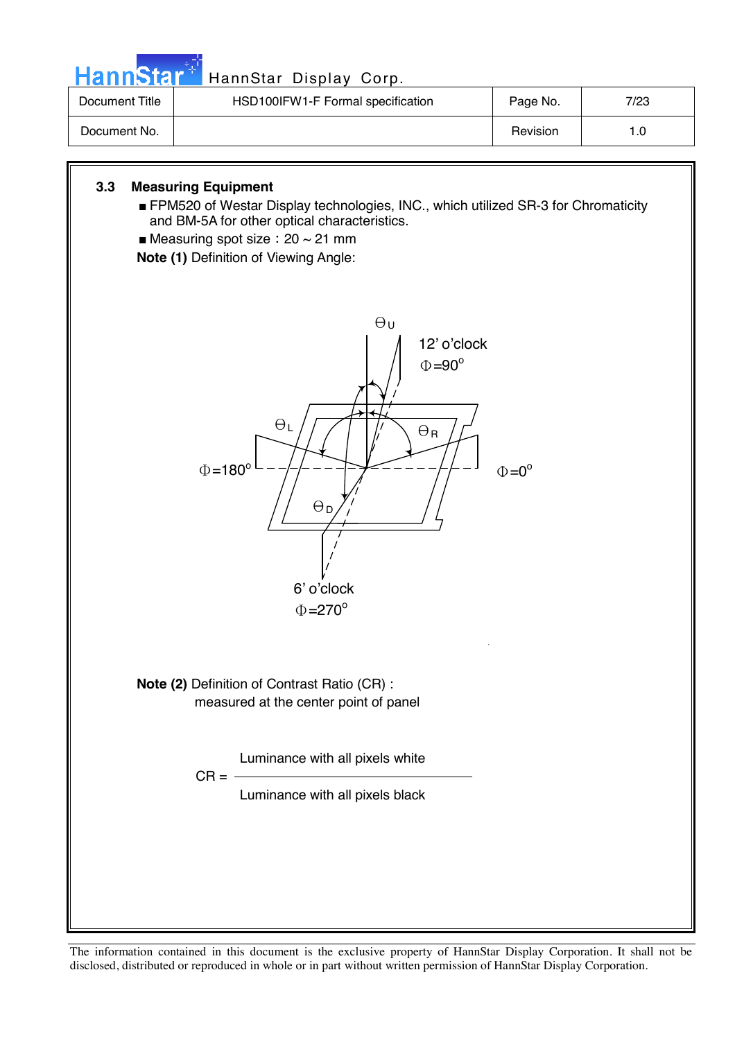### 3.3 Measuring Equipment

- FPM520 of Westar Display technologies, INC., which utilized SR-3 for Chromaticity and BM-5A for other optical characteristics.
- Measuring spot size：20 ~ 21 mm

**Note (1)** Definition of Viewing Angle:

$\Theta_U$

12' o'clock
$\Phi$=90°

$\Theta_L$

$\Theta_R$

$\Phi$=180°

$\Phi$=0°

$\Theta_D$

6' o'clock
$\Phi$=270°

**Note (2)** Definition of Contrast Ratio (CR) :
measured at the center point of panel

$$CR = \frac{\text{Luminance with all pixels white}}{\text{Luminance with all pixels black}}$$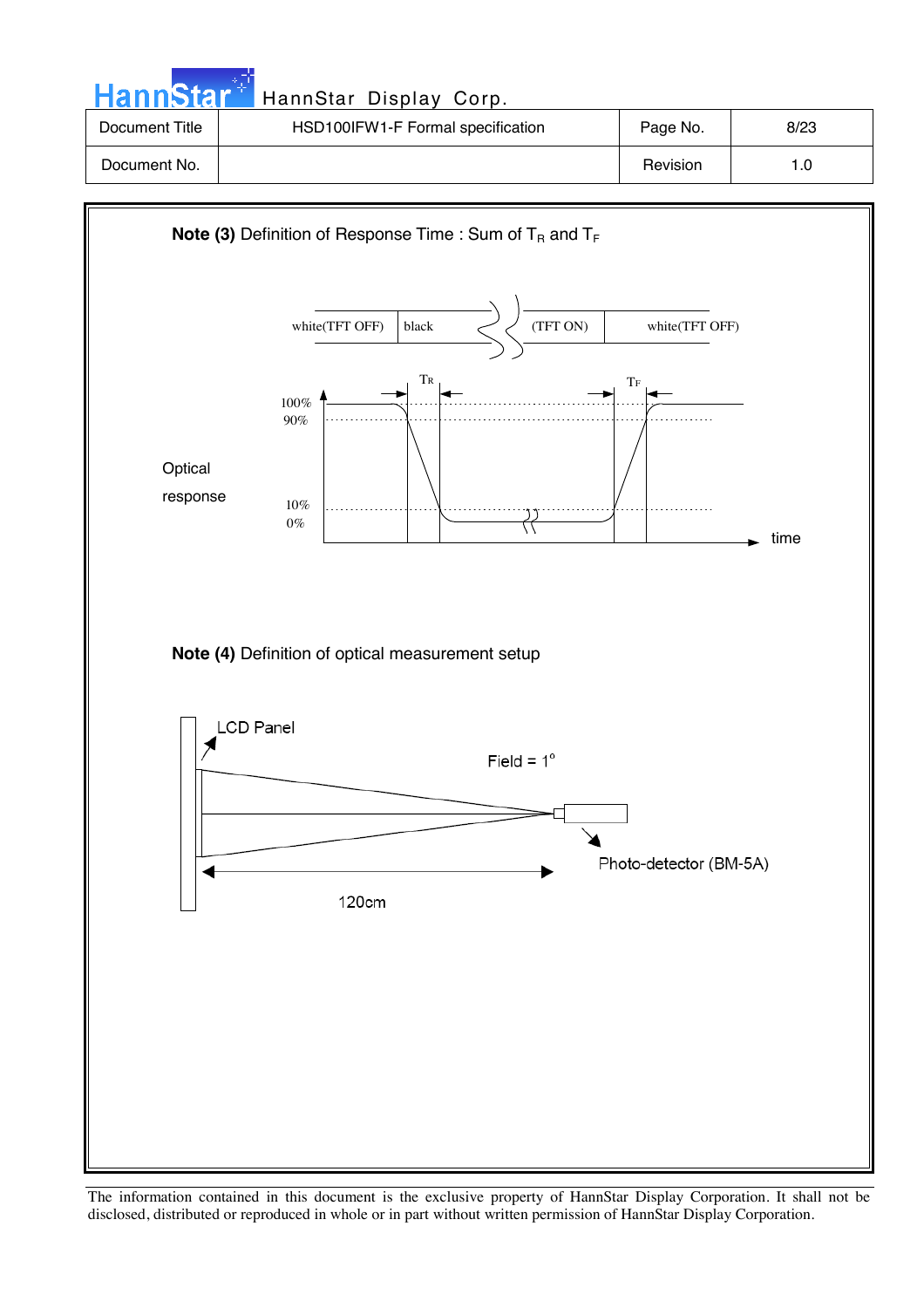**Note (3)** Definition of Response Time : Sum of $T_R$ and $T_F$

white(TFT OFF) | black | (TFT ON) | white(TFT OFF)

$T_R$ $T_F$

100%
90%

Optical response

10%
0%

time

**Note (4)** Definition of optical measurement setup

LCD Panel

Field = 1°

Photo-detector (BM-5A)

120cm

The information contained in this document is the exclusive property of HannStar Display Corporation. It shall not be disclosed, distributed or reproduced in whole or in part without written permission of HannStar Display Corporation.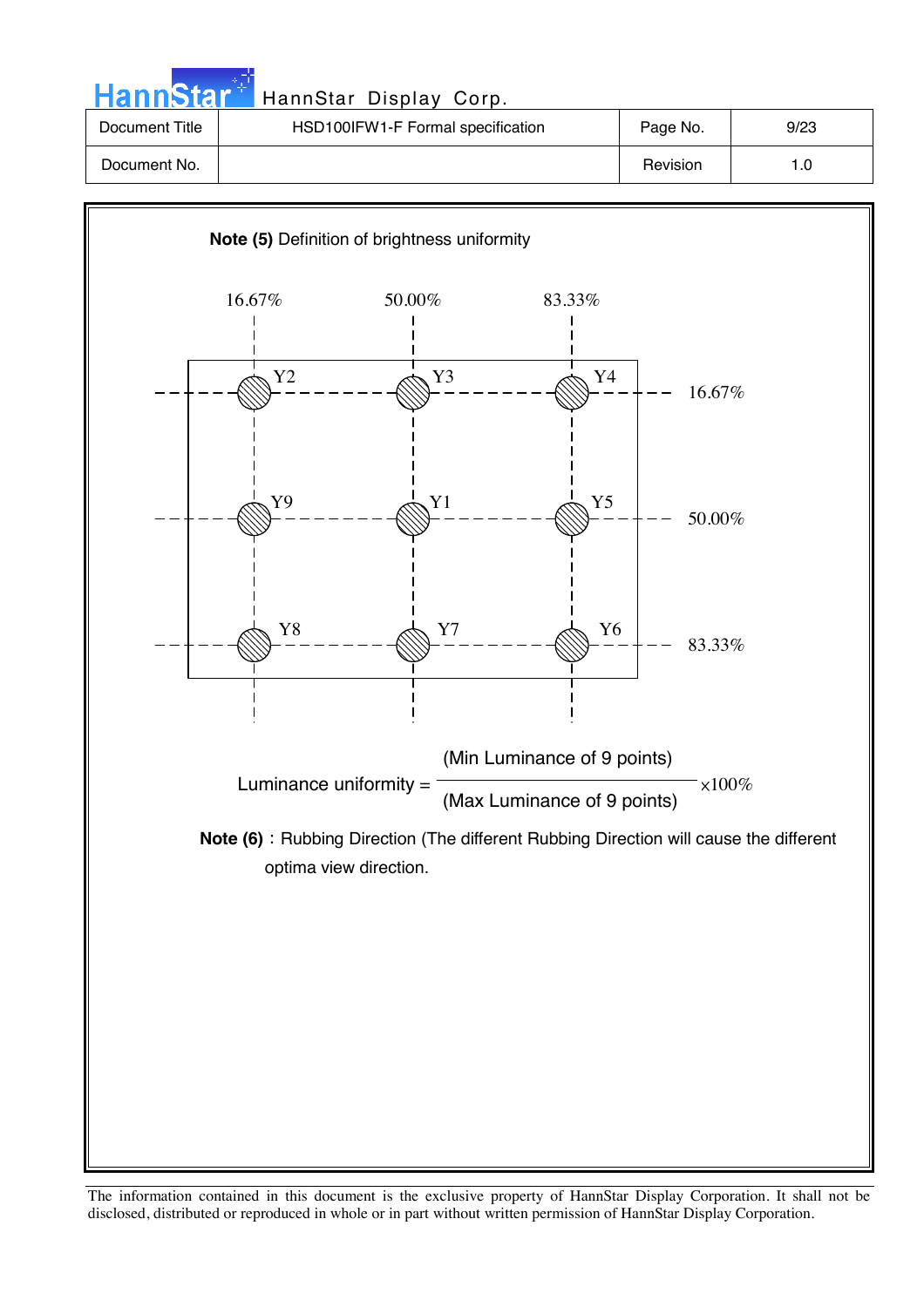**Note (5)** Definition of brightness uniformity

| | 16.67% | 50.00% | 83.33% |
|---|---|---|---|
| **16.67%** | Y2 | Y3 | Y4 |
| **50.00%** | Y9 | Y1 | Y5 |
| **83.33%** | Y8 | Y7 | Y6 |

$$\text{Luminance uniformity} = \frac{\text{(Min Luminance of 9 points)}}{\text{(Max Luminance of 9 points)}} \times 100\%$$

**Note (6)**：Rubbing Direction (The different Rubbing Direction will cause the different optima view direction.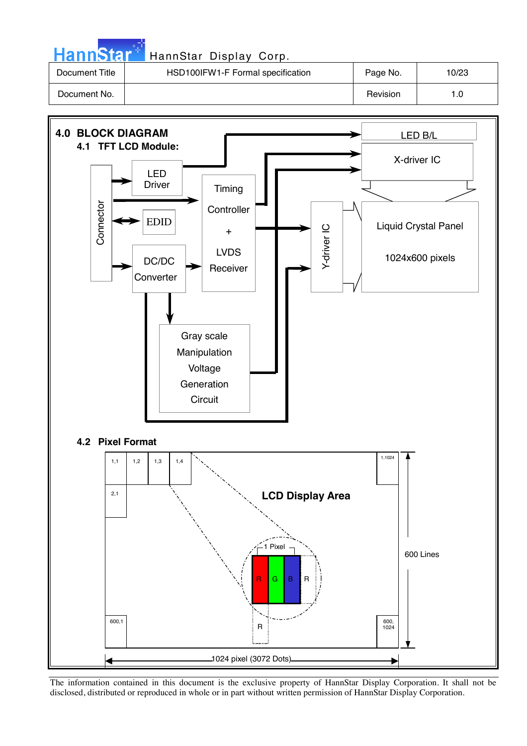## 4.0 BLOCK DIAGRAM

### 4.1 TFT LCD Module:

Connector

LED Driver

EDID

DC/DC Converter

Timing Controller + LVDS Receiver

Gray scale Manipulation Voltage Generation Circuit

LED B/L

X-driver IC

Y-driver IC

Liquid Crystal Panel

1024x600 pixels

### 4.2 Pixel Format

LCD Display Area

1,1 &nbsp; 1,2 &nbsp; 1,3 &nbsp; 1,4 &nbsp; 1,1024

2,1

600,1 &nbsp; 600,1024

1 Pixel: R G B R

600 Lines

1024 pixel (3072 Dots)

The information contained in this document is the exclusive property of HannStar Display Corporation. It shall not be disclosed, distributed or reproduced in whole or in part without written permission of HannStar Display Corporation.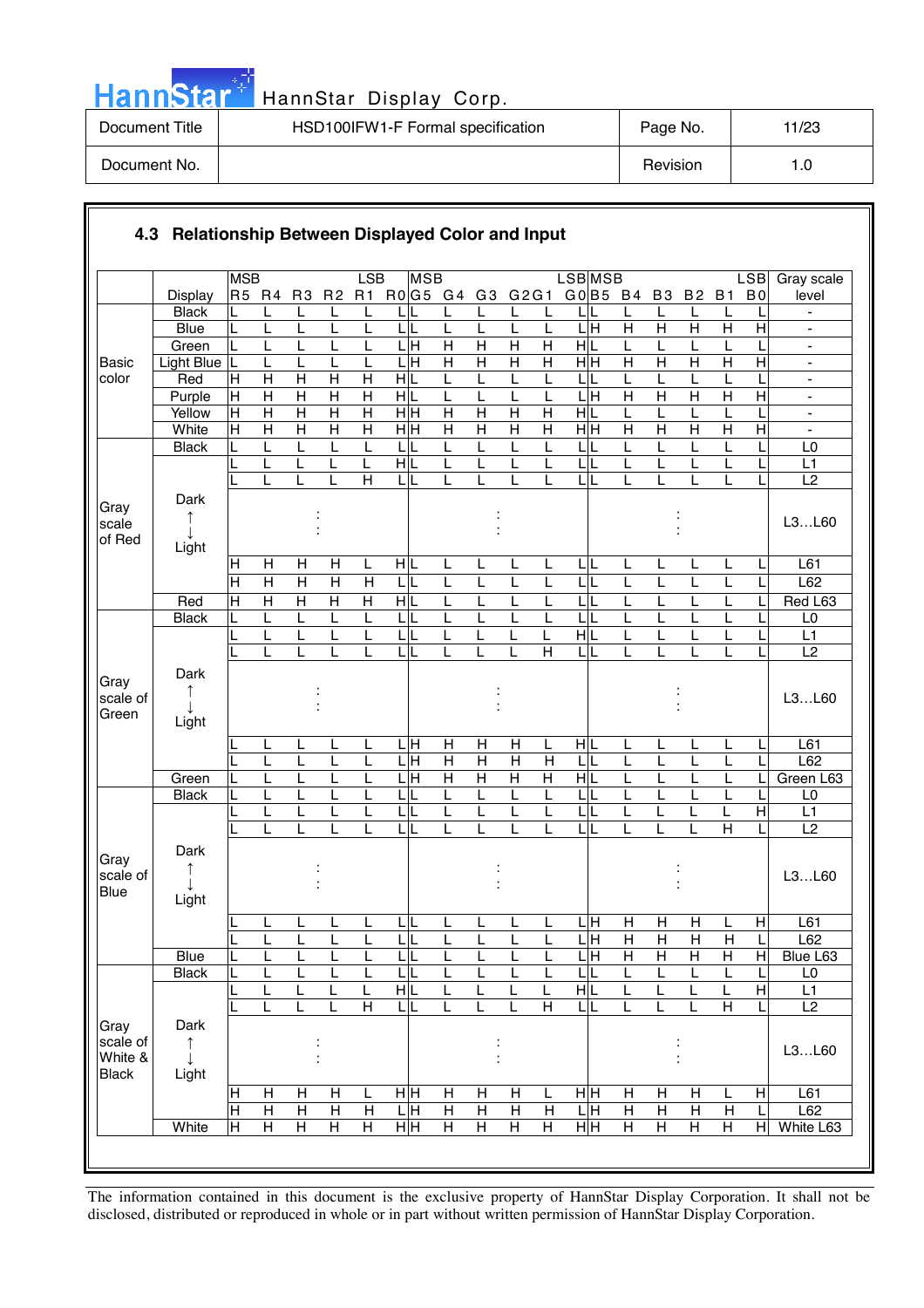### 4.3 Relationship Between Displayed Color and Input

| | Display | R5 (MSB) | R4 | R3 | R2 | R1 | R0 (LSB) | G5 (MSB) | G4 | G3 | G2 | G1 | G0 (LSB) | B5 (MSB) | B4 | B3 | B2 | B1 | B0 (LSB) | Gray scale level |
|---|---|---|---|---|---|---|---|---|---|---|---|---|---|---|---|---|---|---|---|---|
| Basic color | Black | L | L | L | L | L | L | L | L | L | L | L | L | L | L | L | L | L | L | - |
| | Blue | L | L | L | L | L | L | L | L | L | L | L | L | H | H | H | H | H | H | - |
| | Green | L | L | L | L | L | L | H | H | H | H | H | H | L | L | L | L | L | L | - |
| | Light Blue | L | L | L | L | L | L | H | H | H | H | H | H | H | H | H | H | H | H | - |
| | Red | H | H | H | H | H | H | L | L | L | L | L | L | L | L | L | L | L | L | - |
| | Purple | H | H | H | H | H | H | L | L | L | L | L | L | H | H | H | H | H | H | - |
| | Yellow | H | H | H | H | H | H | H | H | H | H | H | H | L | L | L | L | L | L | - |
| | White | H | H | H | H | H | H | H | H | H | H | H | H | H | H | H | H | H | H | - |
| Gray scale of Red | Black | L | L | L | L | L | L | L | L | L | L | L | L | L | L | L | L | L | L | L0 |
| | | L | L | L | L | L | H | L | L | L | L | L | L | L | L | L | L | L | L | L1 |
| | | L | L | L | L | H | L | L | L | L | L | L | L | L | L | L | L | L | L | L2 |
| | Dark ↑ ↓ Light | | | : | | | | | | : | | | | | | : | | | | L3…L60 |
| | | H | H | H | H | L | H | L | L | L | L | L | L | L | L | L | L | L | L | L61 |
| | | H | H | H | H | H | L | L | L | L | L | L | L | L | L | L | L | L | L | L62 |
| | Red | H | H | H | H | H | H | L | L | L | L | L | L | L | L | L | L | L | L | Red L63 |
| Gray scale of Green | Black | L | L | L | L | L | L | L | L | L | L | L | L | L | L | L | L | L | L | L0 |
| | | L | L | L | L | L | L | L | L | L | L | L | H | L | L | L | L | L | L | L1 |
| | | L | L | L | L | L | L | L | L | L | L | H | L | L | L | L | L | L | L | L2 |
| | Dark ↑ ↓ Light | | | : | | | | | | : | | | | | | : | | | | L3…L60 |
| | | L | L | L | L | L | L | H | H | H | H | L | H | L | L | L | L | L | L | L61 |
| | | L | L | L | L | L | L | H | H | H | H | H | L | L | L | L | L | L | L | L62 |
| | Green | L | L | L | L | L | L | H | H | H | H | H | H | L | L | L | L | L | L | Green L63 |
| Gray scale of Blue | Black | L | L | L | L | L | L | L | L | L | L | L | L | L | L | L | L | L | L | L0 |
| | | L | L | L | L | L | L | L | L | L | L | L | L | L | L | L | L | L | H | L1 |
| | | L | L | L | L | L | L | L | L | L | L | L | L | L | L | L | L | H | L | L2 |
| | Dark ↑ ↓ Light | | | : | | | | | | : | | | | | | : | | | | L3…L60 |
| | | L | L | L | L | L | L | L | L | L | L | L | L | H | H | H | H | L | H | L61 |
| | | L | L | L | L | L | L | L | L | L | L | L | L | H | H | H | H | H | L | L62 |
| | Blue | L | L | L | L | L | L | L | L | L | L | L | L | H | H | H | H | H | H | Blue L63 |
| Gray scale of White & Black | Black | L | L | L | L | L | L | L | L | L | L | L | L | L | L | L | L | L | L | L0 |
| | | L | L | L | L | L | H | L | L | L | L | L | H | L | L | L | L | L | H | L1 |
| | | L | L | L | L | H | L | L | L | L | L | H | L | L | L | L | L | H | L | L2 |
| | Dark ↑ ↓ Light | | | : | | | | | | : | | | | | | : | | | | L3…L60 |
| | | H | H | H | H | L | H | H | H | H | H | L | H | H | H | H | H | L | H | L61 |
| | | H | H | H | H | H | L | H | H | H | H | H | L | H | H | H | H | H | L | L62 |
| | White | H | H | H | H | H | H | H | H | H | H | H | H | H | H | H | H | H | H | White L63 |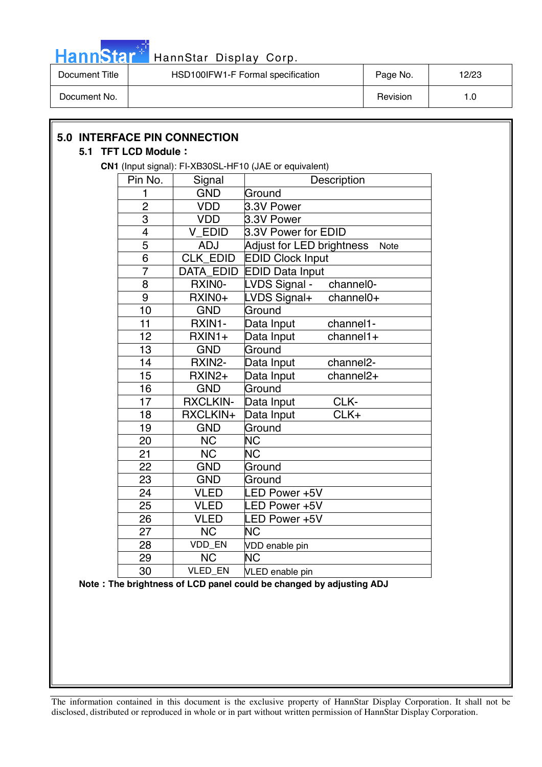## 5.0 INTERFACE PIN CONNECTION

### 5.1 TFT LCD Module :

**CN1** (Input signal): FI-XB30SL-HF10 (JAE or equivalent)

| Pin No. | Signal | Description |
|---|---|---|
| 1 | GND | Ground |
| 2 | VDD | 3.3V Power |
| 3 | VDD | 3.3V Power |
| 4 | V_EDID | 3.3V Power for EDID |
| 5 | ADJ | Adjust for LED brightness Note |
| 6 | CLK_EDID | EDID Clock Input |
| 7 | DATA_EDID | EDID Data Input |
| 8 | RXIN0- | LVDS Signal - channel0- |
| 9 | RXIN0+ | LVDS Signal+ channel0+ |
| 10 | GND | Ground |
| 11 | RXIN1- | Data Input channel1- |
| 12 | RXIN1+ | Data Input channel1+ |
| 13 | GND | Ground |
| 14 | RXIN2- | Data Input channel2- |
| 15 | RXIN2+ | Data Input channel2+ |
| 16 | GND | Ground |
| 17 | RXCLKIN- | Data Input CLK- |
| 18 | RXCLKIN+ | Data Input CLK+ |
| 19 | GND | Ground |
| 20 | NC | NC |
| 21 | NC | NC |
| 22 | GND | Ground |
| 23 | GND | Ground |
| 24 | VLED | LED Power +5V |
| 25 | VLED | LED Power +5V |
| 26 | VLED | LED Power +5V |
| 27 | NC | NC |
| 28 | VDD_EN | VDD enable pin |
| 29 | NC | NC |
| 30 | VLED_EN | VLED enable pin |

**Note : The brightness of LCD panel could be changed by adjusting ADJ**

The information contained in this document is the exclusive property of HannStar Display Corporation. It shall not be disclosed, distributed or reproduced in whole or in part without written permission of HannStar Display Corporation.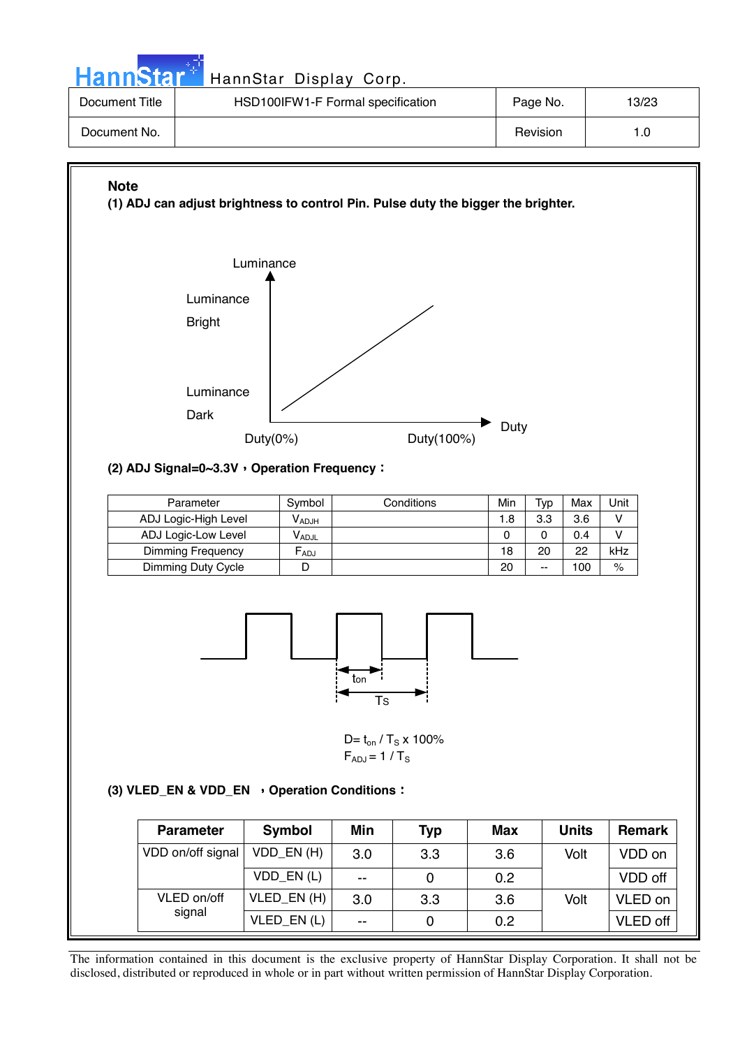**Note**

**(1) ADJ can adjust brightness to control Pin. Pulse duty the bigger the brighter.**

Luminance

Luminance Bright

Luminance Dark

Duty(0%) Duty(100%) Duty

**(2) ADJ Signal=0~3.3V，Operation Frequency：**

| Parameter | Symbol | Conditions | Min | Typ | Max | Unit |
|---|---|---|---|---|---|---|
| ADJ Logic-High Level | $V_{ADJH}$ | | 1.8 | 3.3 | 3.6 | V |
| ADJ Logic-Low Level | $V_{ADJL}$ | | 0 | 0 | 0.4 | V |
| Dimming Frequency | $F_{ADJ}$ | | 18 | 20 | 22 | kHz |
| Dimming Duty Cycle | D | | 20 | -- | 100 | % |

$t_{on}$

$T_S$

$D = t_{on} / T_S \times 100\%$

$F_{ADJ} = 1 / T_S$

**(3) VLED_EN & VDD_EN ，Operation Conditions：**

| Parameter | Symbol | Min | Typ | Max | Units | Remark |
|---|---|---|---|---|---|---|
| VDD on/off signal | VDD_EN (H) | 3.0 | 3.3 | 3.6 | Volt | VDD on |
| | VDD_EN (L) | -- | 0 | 0.2 | | VDD off |
| VLED on/off signal | VLED_EN (H) | 3.0 | 3.3 | 3.6 | Volt | VLED on |
| | VLED_EN (L) | -- | 0 | 0.2 | | VLED off |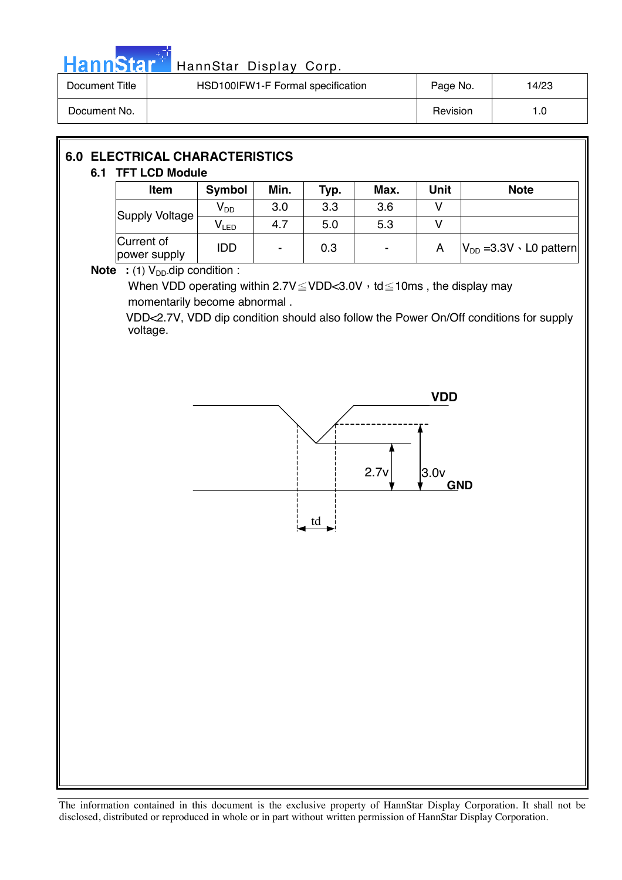## 6.0 ELECTRICAL CHARACTERISTICS

### 6.1 TFT LCD Module

| Item | Symbol | Min. | Typ. | Max. | Unit | Note |
|---|---|---|---|---|---|---|
| Supply Voltage | $V_{DD}$ | 3.0 | 3.3 | 3.6 | V | |
| | $V_{LED}$ | 4.7 | 5.0 | 5.3 | V | |
| Current of power supply | IDD | - | 0.3 | - | A | $V_{DD}$ =3.3V、L0 pattern |

**Note :** (1) $V_{DD}$ dip condition :

When VDD operating within 2.7V≦VDD<3.0V，td≦10ms , the display may momentarily become abnormal .

VDD<2.7V, VDD dip condition should also follow the Power On/Off conditions for supply voltage.

VDD

2.7v

3.0v

GND

td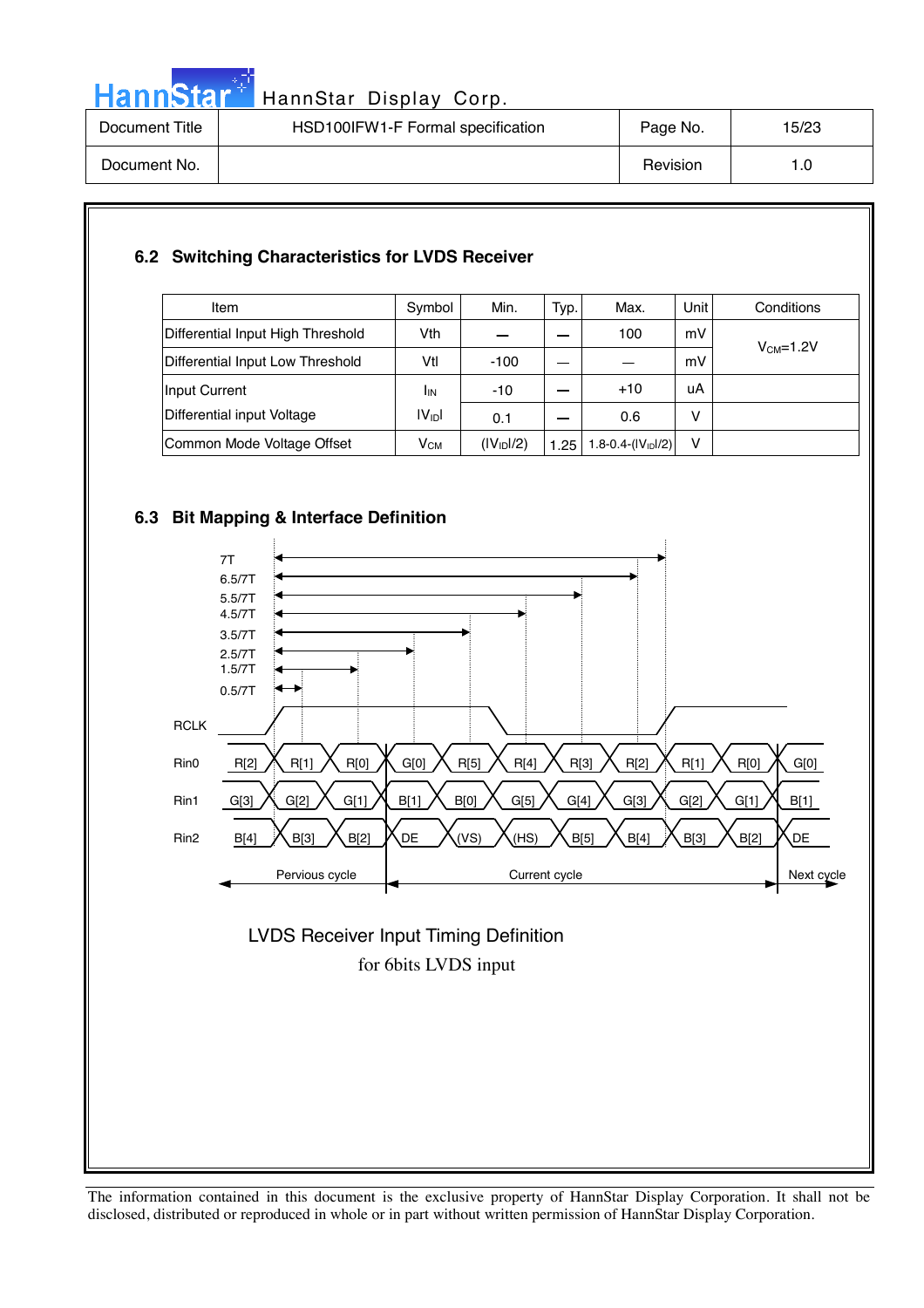## 6.2 Switching Characteristics for LVDS Receiver

| Item | Symbol | Min. | Typ. | Max. | Unit | Conditions |
|---|---|---|---|---|---|---|
| Differential Input High Threshold | Vth | — | — | 100 | mV | $V_{CM}$=1.2V |
| Differential Input Low Threshold | Vtl | -100 | — | — | mV | |
| Input Current | $I_{IN}$ | -10 | — | +10 | uA | |
| Differential input Voltage | $\|V_{ID}\|$ | 0.1 | — | 0.6 | V | |
| Common Mode Voltage Offset | $V_{CM}$ | $(\|V_{ID}\|/2)$ | 1.25 | $1.8-0.4-(\|V_{ID}\|/2)$ | V | |

## 6.3 Bit Mapping & Interface Definition

7T, 6.5/7T, 5.5/7T, 4.5/7T, 3.5/7T, 2.5/7T, 1.5/7T, 0.5/7T

RCLK

| Signal | Previous cycle | | | Current cycle | | | | | | | Next cycle | | |
|---|---|---|---|---|---|---|---|---|---|---|---|---|---|
| Rin0 | R[2] | R[1] | R[0] | G[0] | R[5] | R[4] | R[3] | R[2] | R[1] | R[0] | G[0] |
| Rin1 | G[3] | G[2] | G[1] | B[1] | B[0] | G[5] | G[4] | G[3] | G[2] | G[1] | B[1] |
| Rin2 | B[4] | B[3] | B[2] | DE | (VS) | (HS) | B[5] | B[4] | B[3] | B[2] | DE |

Pervious cycle — Current cycle — Next cycle

LVDS Receiver Input Timing Definition
for 6bits LVDS input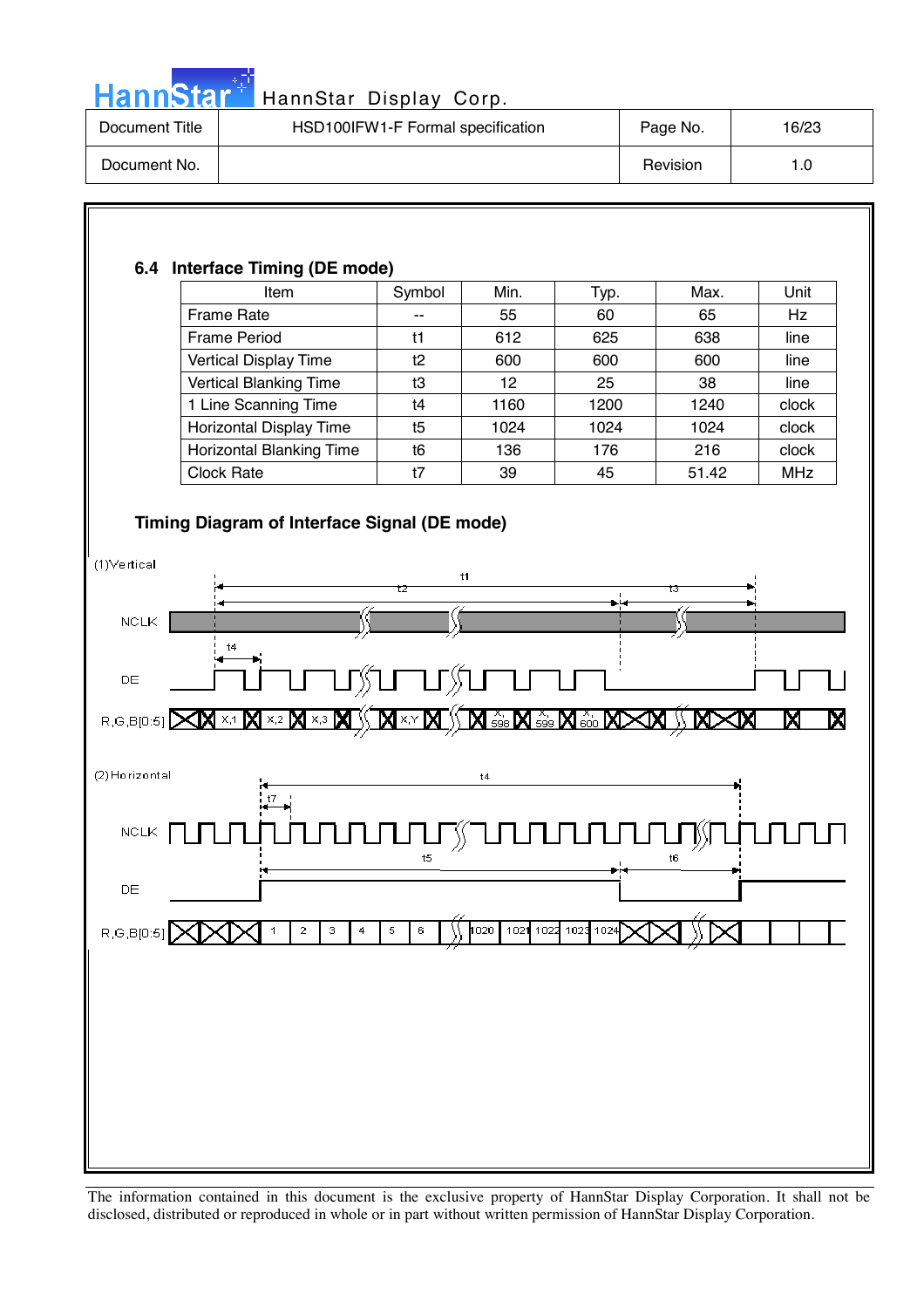### 6.4 Interface Timing (DE mode)

| Item | Symbol | Min. | Typ. | Max. | Unit |
|---|---|---|---|---|---|
| Frame Rate | -- | 55 | 60 | 65 | Hz |
| Frame Period | t1 | 612 | 625 | 638 | line |
| Vertical Display Time | t2 | 600 | 600 | 600 | line |
| Vertical Blanking Time | t3 | 12 | 25 | 38 | line |
| 1 Line Scanning Time | t4 | 1160 | 1200 | 1240 | clock |
| Horizontal Display Time | t5 | 1024 | 1024 | 1024 | clock |
| Horizontal Blanking Time | t6 | 136 | 176 | 216 | clock |
| Clock Rate | t7 | 39 | 45 | 51.42 | MHz |

### Timing Diagram of Interface Signal (DE mode)

(1)Vertical

(2)Horizontal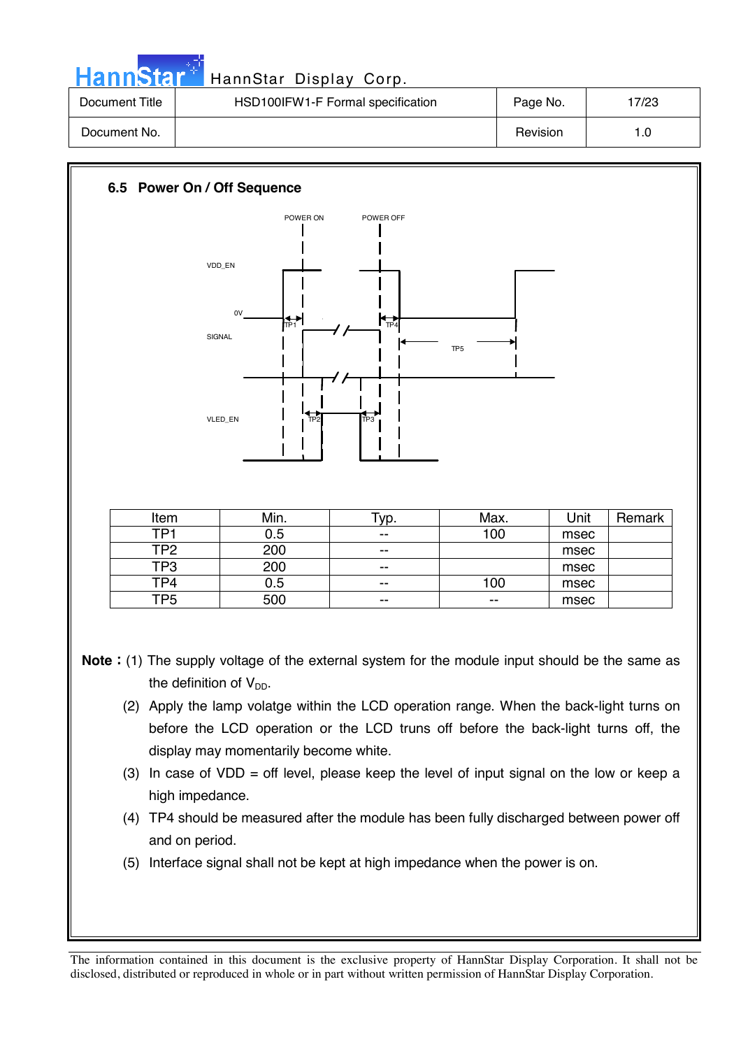### 6.5 Power On / Off Sequence

POWER ON

POWER OFF

VDD_EN

0V

SIGNAL

VLED_EN

TP1 TP2 TP3 TP4 TP5

| Item | Min. | Typ. | Max. | Unit | Remark |
|---|---|---|---|---|---|
| TP1 | 0.5 | -- | 100 | msec | |
| TP2 | 200 | -- | | msec | |
| TP3 | 200 | -- | | msec | |
| TP4 | 0.5 | -- | 100 | msec | |
| TP5 | 500 | -- | -- | msec | |

**Note :** (1) The supply voltage of the external system for the module input should be the same as the definition of $V_{DD}$.

(2) Apply the lamp volatge within the LCD operation range. When the back-light turns on before the LCD operation or the LCD truns off before the back-light turns off, the display may momentarily become white.

(3) In case of VDD = off level, please keep the level of input signal on the low or keep a high impedance.

(4) TP4 should be measured after the module has been fully discharged between power off and on period.

(5) Interface signal shall not be kept at high impedance when the power is on.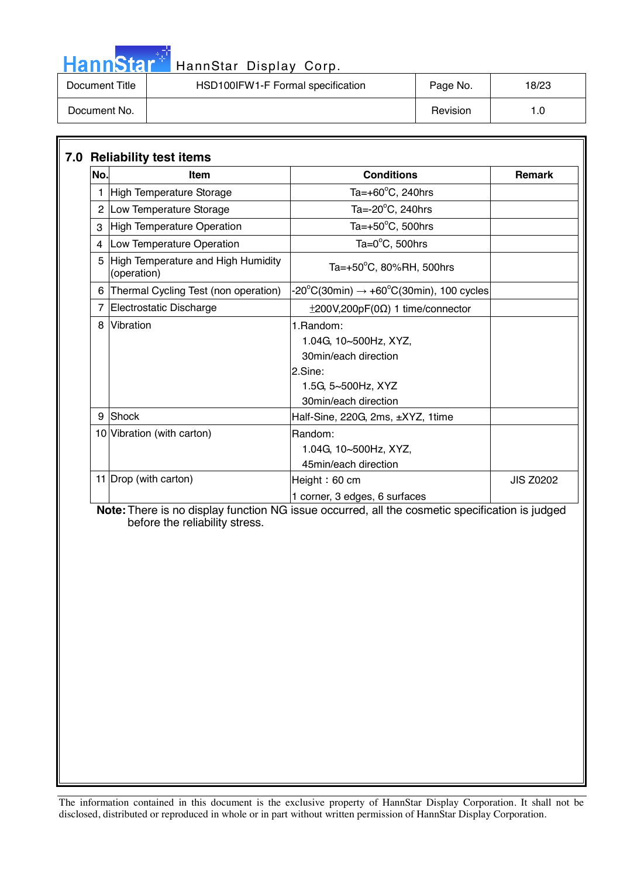## 7.0 Reliability test items

| No. | Item | Conditions | Remark |
|---|---|---|---|
| 1 | High Temperature Storage | Ta=+60°C, 240hrs | |
| 2 | Low Temperature Storage | Ta=-20°C, 240hrs | |
| 3 | High Temperature Operation | Ta=+50°C, 500hrs | |
| 4 | Low Temperature Operation | Ta=0°C, 500hrs | |
| 5 | High Temperature and High Humidity (operation) | Ta=+50°C, 80%RH, 500hrs | |
| 6 | Thermal Cycling Test (non operation) | -20°C(30min) → +60°C(30min), 100 cycles | |
| 7 | Electrostatic Discharge | ±200V,200pF(0Ω) 1 time/connector | |
| 8 | Vibration | 1.Random:<br>1.04G, 10~500Hz, XYZ,<br>30min/each direction<br>2.Sine:<br>1.5G, 5~500Hz, XYZ<br>30min/each direction | |
| 9 | Shock | Half-Sine, 220G, 2ms, ±XYZ, 1time | |
| 10 | Vibration (with carton) | Random:<br>1.04G, 10~500Hz, XYZ,<br>45min/each direction | |
| 11 | Drop (with carton) | Height：60 cm<br>1 corner, 3 edges, 6 surfaces | JIS Z0202 |

**Note:** There is no display function NG issue occurred, all the cosmetic specification is judged before the reliability stress.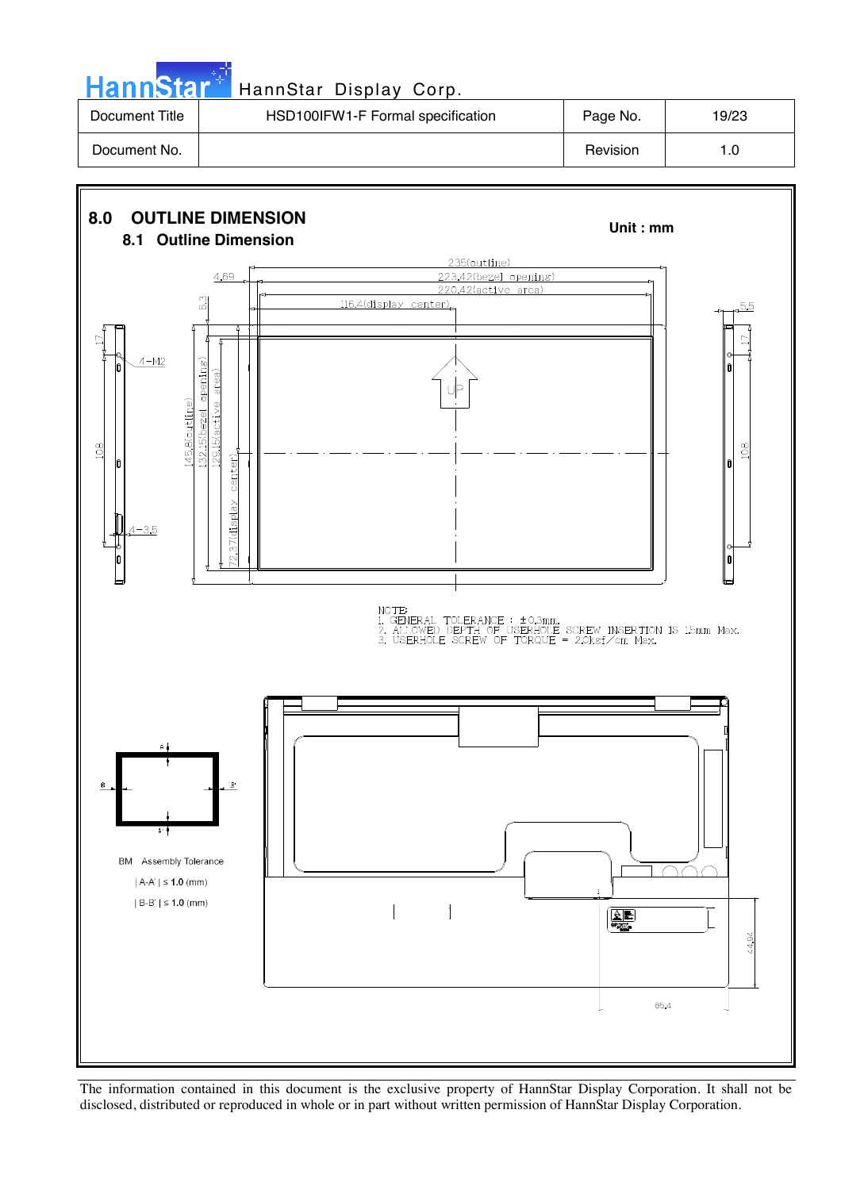## 8.0 OUTLINE DIMENSION

Unit : mm

### 8.1 Outline Dimension

NOTE:
1. GENERAL TOLERANCE : ±0.3mm.
2. ALLOWED DEPTH OF USERHOLE SCREW INSERTION IS 1.5mm Max.
3. USERHOLE SCREW OF TORQUE = 2.0kgf/cm Max.

BM Assembly Tolerance

| A-A' | ≤ **1.0** (mm)

| B-B' | ≤ **1.0** (mm)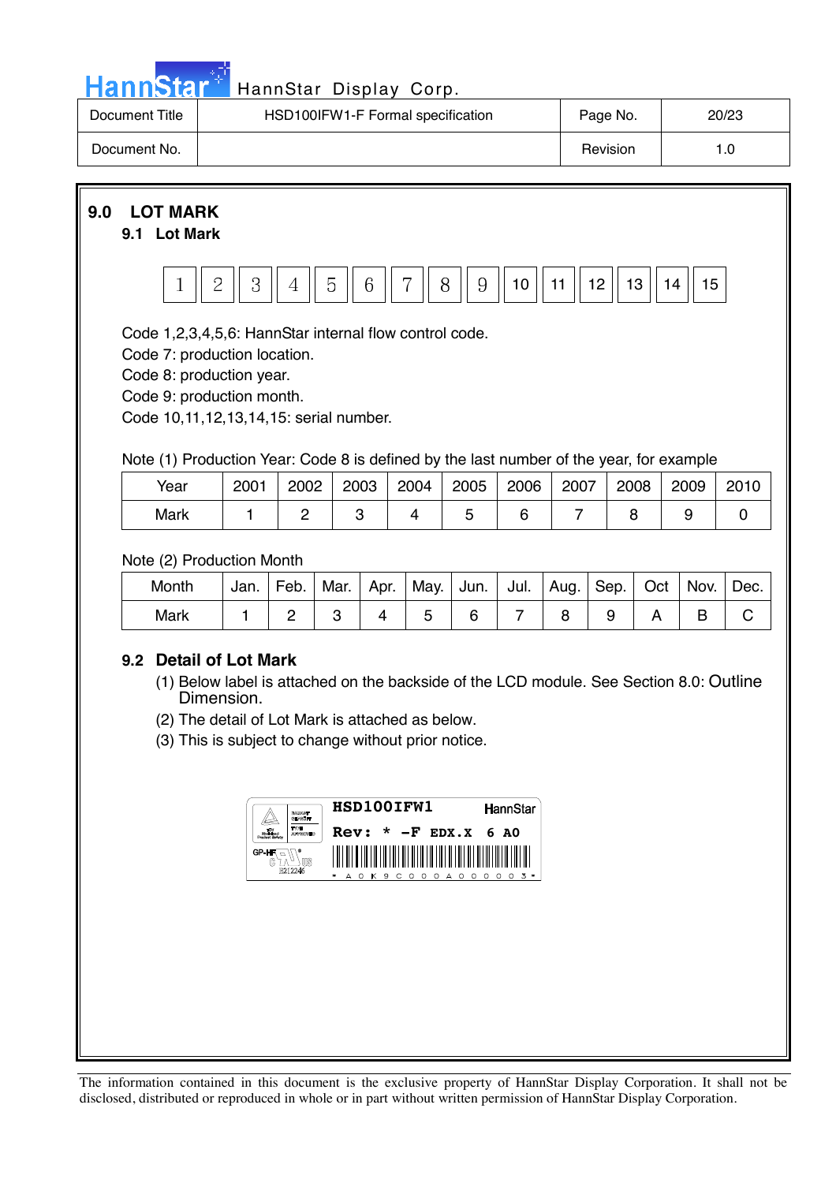## 9.0 LOT MARK

### 9.1 Lot Mark

| 1 | 2 | 3 | 4 | 5 | 6 | 7 | 8 | 9 | 10 | 11 | 12 | 13 | 14 | 15 |
|---|---|---|---|---|---|---|---|---|---|---|---|---|---|---|

Code 1,2,3,4,5,6: HannStar internal flow control code.
Code 7: production location.
Code 8: production year.
Code 9: production month.
Code 10,11,12,13,14,15: serial number.

Note (1) Production Year: Code 8 is defined by the last number of the year, for example

| Year | 2001 | 2002 | 2003 | 2004 | 2005 | 2006 | 2007 | 2008 | 2009 | 2010 |
|---|---|---|---|---|---|---|---|---|---|---|
| Mark | 1 | 2 | 3 | 4 | 5 | 6 | 7 | 8 | 9 | 0 |

Note (2) Production Month

| Month | Jan. | Feb. | Mar. | Apr. | May. | Jun. | Jul. | Aug. | Sep. | Oct | Nov. | Dec. |
|---|---|---|---|---|---|---|---|---|---|---|---|---|
| Mark | 1 | 2 | 3 | 4 | 5 | 6 | 7 | 8 | 9 | A | B | C |

### 9.2 Detail of Lot Mark

(1) Below label is attached on the backside of the LCD module. See Section 8.0: Outline Dimension.
(2) The detail of Lot Mark is attached as below.
(3) This is subject to change without prior notice.

HSD100IFW1 HannStar
Rev: * -F EDX.X 6 A0
GP-HF E212246
* A 0 K 9 C 0 0 0 A 0 0 0 0 0 3 *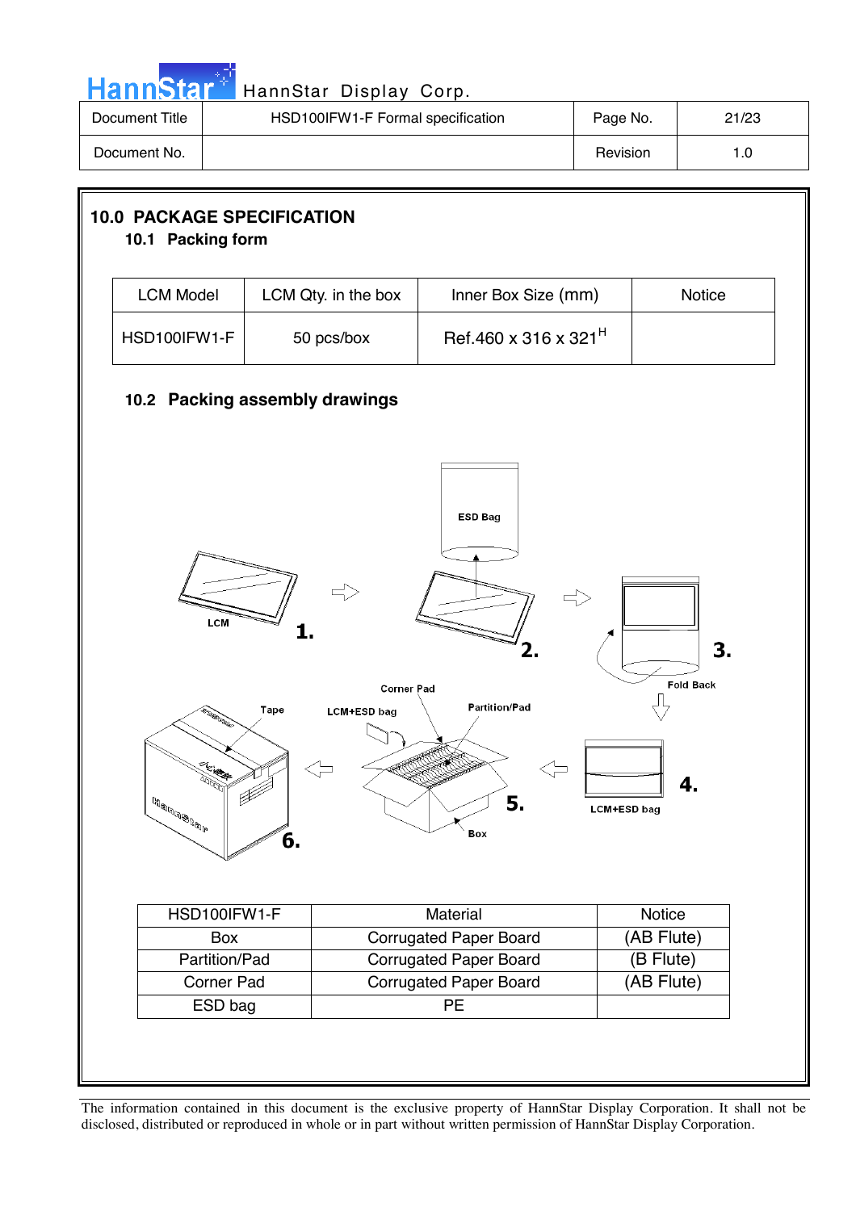## 10.0 PACKAGE SPECIFICATION

### 10.1 Packing form

| LCM Model | LCM Qty. in the box | Inner Box Size (mm) | Notice |
|---|---|---|---|
| HSD100IFW1-F | 50 pcs/box | Ref.460 x 316 x 321[H] | |

### 10.2 Packing assembly drawings

| HSD100IFW1-F | Material | Notice |
|---|---|---|
| Box | Corrugated Paper Board | (AB Flute) |
| Partition/Pad | Corrugated Paper Board | (B Flute) |
| Corner Pad | Corrugated Paper Board | (AB Flute) |
| ESD bag | PE | |

The information contained in this document is the exclusive property of HannStar Display Corporation. It shall not be disclosed, distributed or reproduced in whole or in part without written permission of HannStar Display Corporation.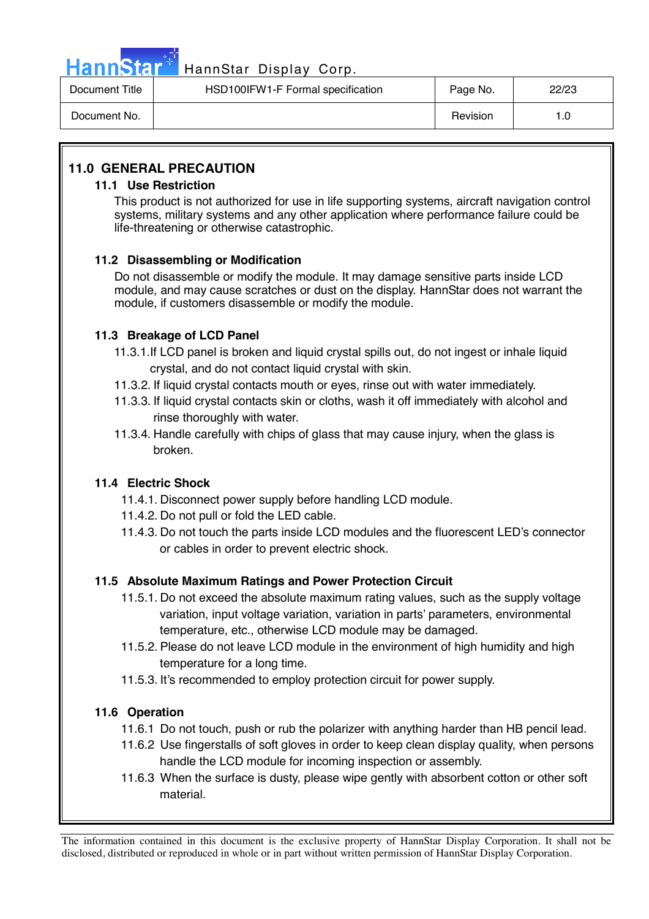## 11.0 GENERAL PRECAUTION

### 11.1 Use Restriction

This product is not authorized for use in life supporting systems, aircraft navigation control systems, military systems and any other application where performance failure could be life-threatening or otherwise catastrophic.

### 11.2 Disassembling or Modification

Do not disassemble or modify the module. It may damage sensitive parts inside LCD module, and may cause scratches or dust on the display. HannStar does not warrant the module, if customers disassemble or modify the module.

### 11.3 Breakage of LCD Panel

11.3.1.If LCD panel is broken and liquid crystal spills out, do not ingest or inhale liquid crystal, and do not contact liquid crystal with skin.

11.3.2. If liquid crystal contacts mouth or eyes, rinse out with water immediately.

11.3.3. If liquid crystal contacts skin or cloths, wash it off immediately with alcohol and rinse thoroughly with water.

11.3.4. Handle carefully with chips of glass that may cause injury, when the glass is broken.

### 11.4 Electric Shock

11.4.1. Disconnect power supply before handling LCD module.

11.4.2. Do not pull or fold the LED cable.

11.4.3. Do not touch the parts inside LCD modules and the fluorescent LED's connector or cables in order to prevent electric shock.

### 11.5 Absolute Maximum Ratings and Power Protection Circuit

11.5.1. Do not exceed the absolute maximum rating values, such as the supply voltage variation, input voltage variation, variation in parts' parameters, environmental temperature, etc., otherwise LCD module may be damaged.

11.5.2. Please do not leave LCD module in the environment of high humidity and high temperature for a long time.

11.5.3. It's recommended to employ protection circuit for power supply.

### 11.6 Operation

11.6.1 Do not touch, push or rub the polarizer with anything harder than HB pencil lead.

11.6.2 Use fingerstalls of soft gloves in order to keep clean display quality, when persons handle the LCD module for incoming inspection or assembly.

11.6.3 When the surface is dusty, please wipe gently with absorbent cotton or other soft material.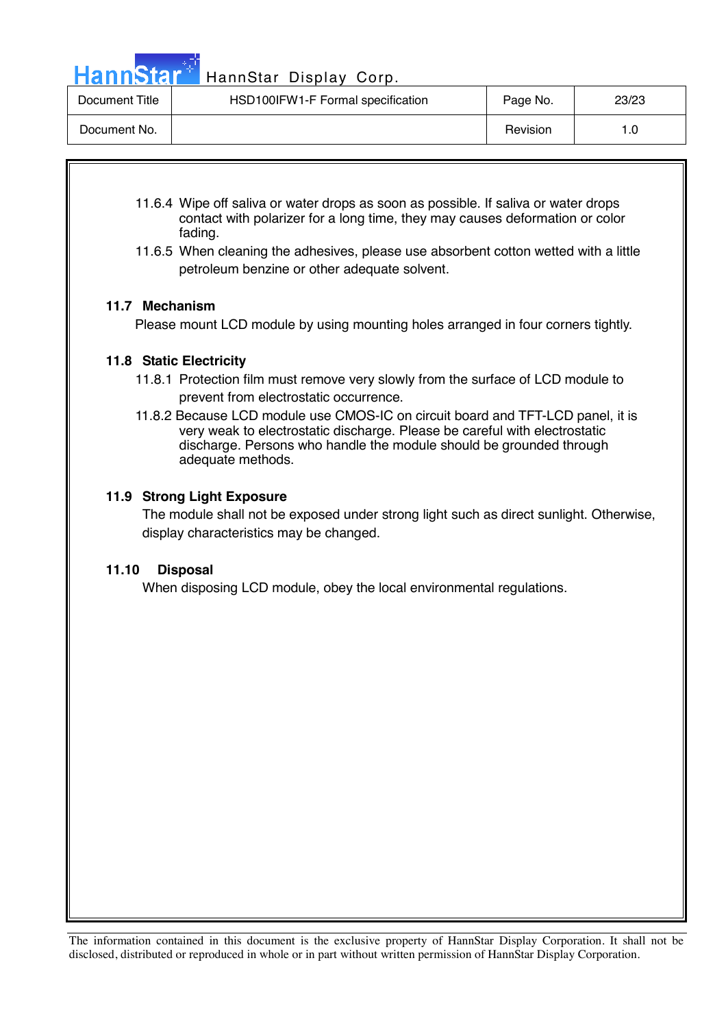11.6.4 Wipe off saliva or water drops as soon as possible. If saliva or water drops contact with polarizer for a long time, they may causes deformation or color fading.

11.6.5 When cleaning the adhesives, please use absorbent cotton wetted with a little petroleum benzine or other adequate solvent.

### 11.7 Mechanism

Please mount LCD module by using mounting holes arranged in four corners tightly.

### 11.8 Static Electricity

11.8.1 Protection film must remove very slowly from the surface of LCD module to prevent from electrostatic occurrence.

11.8.2 Because LCD module use CMOS-IC on circuit board and TFT-LCD panel, it is very weak to electrostatic discharge. Please be careful with electrostatic discharge. Persons who handle the module should be grounded through adequate methods.

### 11.9 Strong Light Exposure

The module shall not be exposed under strong light such as direct sunlight. Otherwise, display characteristics may be changed.

### 11.10 Disposal

When disposing LCD module, obey the local environmental regulations.

The information contained in this document is the exclusive property of HannStar Display Corporation. It shall not be disclosed, distributed or reproduced in whole or in part without written permission of HannStar Display Corporation.